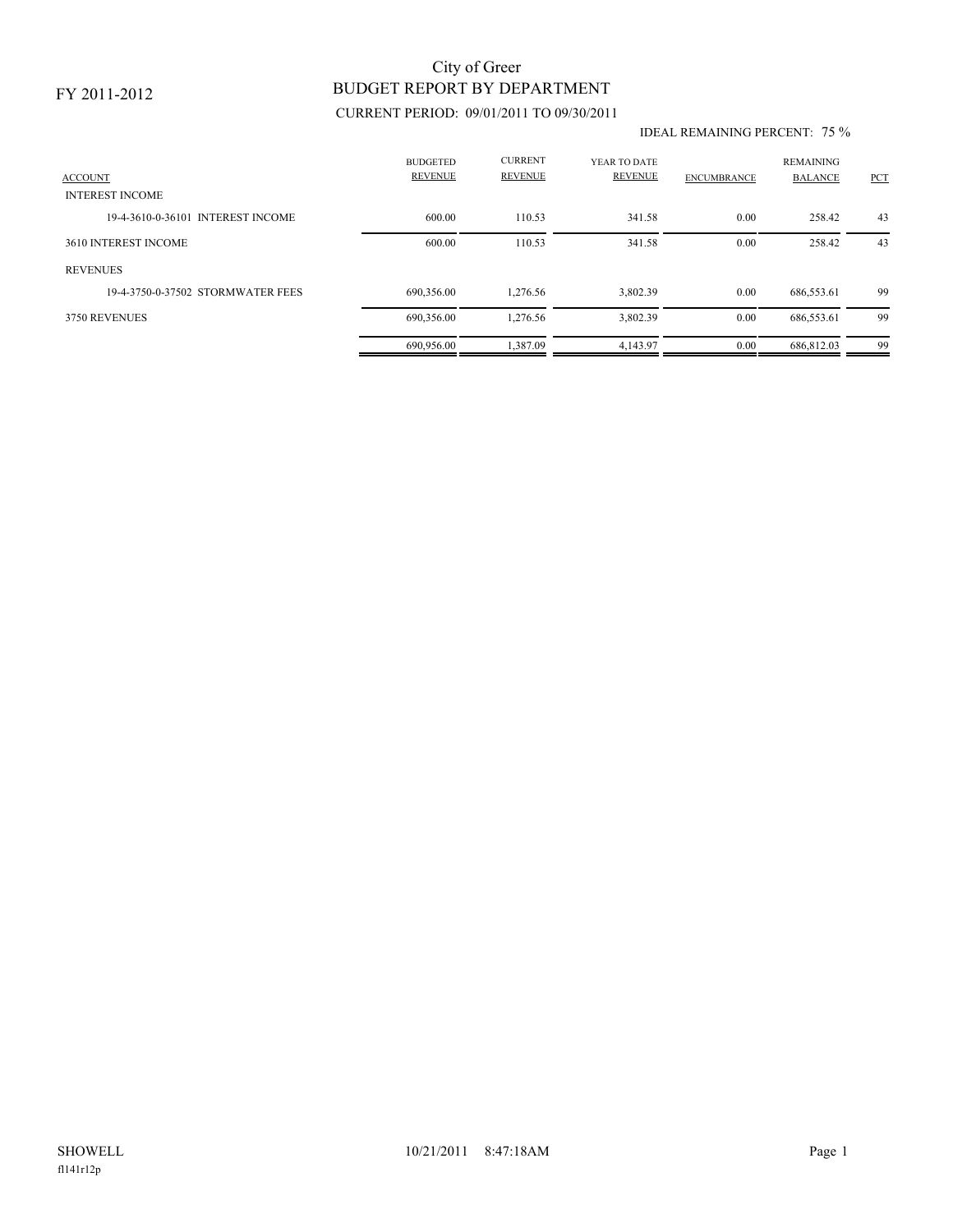FY 2011-2012

# City of Greer

## BUDGET REPORT BY DEPARTMENT

CURRENT PERIOD: 09/01/2011 TO 09/30/2011

IDEAL REMAINING PERCENT: 75 %

| ACCOUNT | BUDGETED REVENUE | CURRENT REVENUE | YEAR TO DATE REVENUE | ENCUMBRANCE | REMAINING BALANCE | PCT |
|---|---|---|---|---|---|---|
| INTEREST INCOME | | | | | | |
| 19-4-3610-0-36101 INTEREST INCOME | 600.00 | 110.53 | 341.58 | 0.00 | 258.42 | 43 |
| 3610 INTEREST INCOME | 600.00 | 110.53 | 341.58 | 0.00 | 258.42 | 43 |
| REVENUES | | | | | | |
| 19-4-3750-0-37502 STORMWATER FEES | 690,356.00 | 1,276.56 | 3,802.39 | 0.00 | 686,553.61 | 99 |
| 3750 REVENUES | 690,356.00 | 1,276.56 | 3,802.39 | 0.00 | 686,553.61 | 99 |
| | 690,956.00 | 1,387.09 | 4,143.97 | 0.00 | 686,812.03 | 99 |

SHOWELL 10/21/2011 8:47:18AM

fl141r12p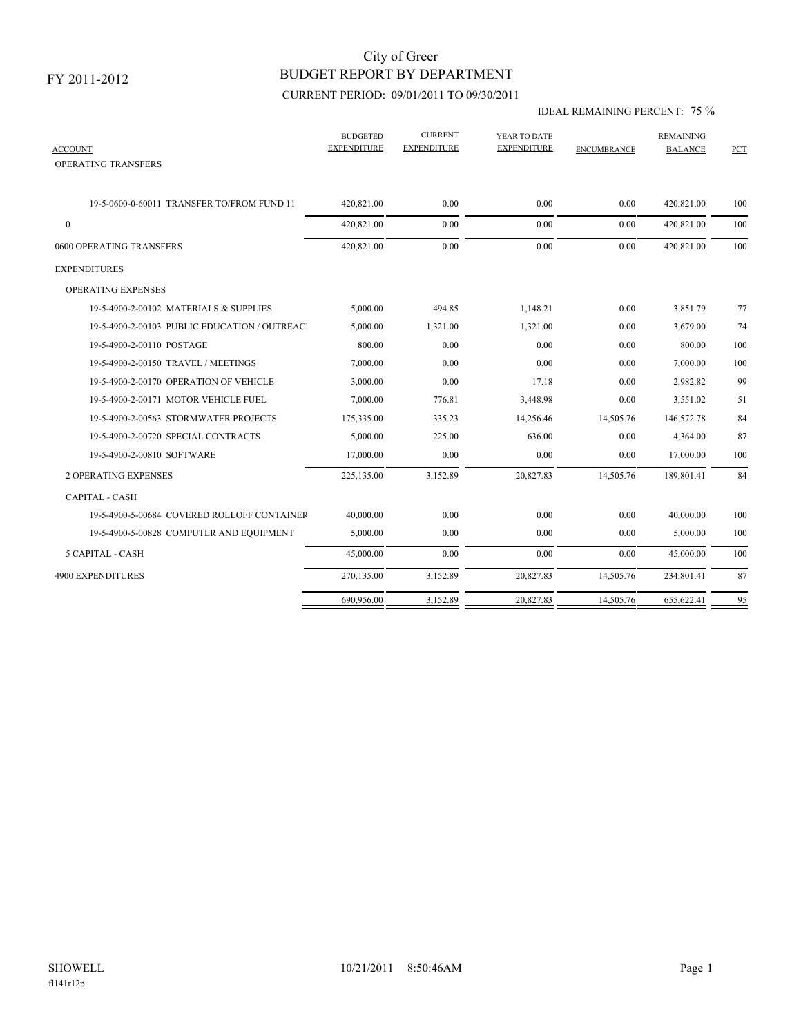FY 2011-2012

# City of Greer
## BUDGET REPORT BY DEPARTMENT

CURRENT PERIOD: 09/01/2011 TO 09/30/2011

IDEAL REMAINING PERCENT: 75 %

| ACCOUNT | BUDGETED EXPENDITURE | CURRENT EXPENDITURE | YEAR TO DATE EXPENDITURE | ENCUMBRANCE | REMAINING BALANCE | PCT |
|---|---|---|---|---|---|---|
| OPERATING TRANSFERS | | | | | | |
| 19-5-0600-0-60011 TRANSFER TO/FROM FUND 11 | 420,821.00 | 0.00 | 0.00 | 0.00 | 420,821.00 | 100 |
| 0 | 420,821.00 | 0.00 | 0.00 | 0.00 | 420,821.00 | 100 |
| 0600 OPERATING TRANSFERS | 420,821.00 | 0.00 | 0.00 | 0.00 | 420,821.00 | 100 |
| EXPENDITURES | | | | | | |
| OPERATING EXPENSES | | | | | | |
| 19-5-4900-2-00102 MATERIALS & SUPPLIES | 5,000.00 | 494.85 | 1,148.21 | 0.00 | 3,851.79 | 77 |
| 19-5-4900-2-00103 PUBLIC EDUCATION / OUTREAC | 5,000.00 | 1,321.00 | 1,321.00 | 0.00 | 3,679.00 | 74 |
| 19-5-4900-2-00110 POSTAGE | 800.00 | 0.00 | 0.00 | 0.00 | 800.00 | 100 |
| 19-5-4900-2-00150 TRAVEL / MEETINGS | 7,000.00 | 0.00 | 0.00 | 0.00 | 7,000.00 | 100 |
| 19-5-4900-2-00170 OPERATION OF VEHICLE | 3,000.00 | 0.00 | 17.18 | 0.00 | 2,982.82 | 99 |
| 19-5-4900-2-00171 MOTOR VEHICLE FUEL | 7,000.00 | 776.81 | 3,448.98 | 0.00 | 3,551.02 | 51 |
| 19-5-4900-2-00563 STORMWATER PROJECTS | 175,335.00 | 335.23 | 14,256.46 | 14,505.76 | 146,572.78 | 84 |
| 19-5-4900-2-00720 SPECIAL CONTRACTS | 5,000.00 | 225.00 | 636.00 | 0.00 | 4,364.00 | 87 |
| 19-5-4900-2-00810 SOFTWARE | 17,000.00 | 0.00 | 0.00 | 0.00 | 17,000.00 | 100 |
| 2 OPERATING EXPENSES | 225,135.00 | 3,152.89 | 20,827.83 | 14,505.76 | 189,801.41 | 84 |
| CAPITAL - CASH | | | | | | |
| 19-5-4900-5-00684 COVERED ROLLOFF CONTAINER | 40,000.00 | 0.00 | 0.00 | 0.00 | 40,000.00 | 100 |
| 19-5-4900-5-00828 COMPUTER AND EQUIPMENT | 5,000.00 | 0.00 | 0.00 | 0.00 | 5,000.00 | 100 |
| 5 CAPITAL - CASH | 45,000.00 | 0.00 | 0.00 | 0.00 | 45,000.00 | 100 |
| 4900 EXPENDITURES | 270,135.00 | 3,152.89 | 20,827.83 | 14,505.76 | 234,801.41 | 87 |
| | 690,956.00 | 3,152.89 | 20,827.83 | 14,505.76 | 655,622.41 | 95 |

SHOWELL 10/21/2011 8:50:46AM

fl141r12p